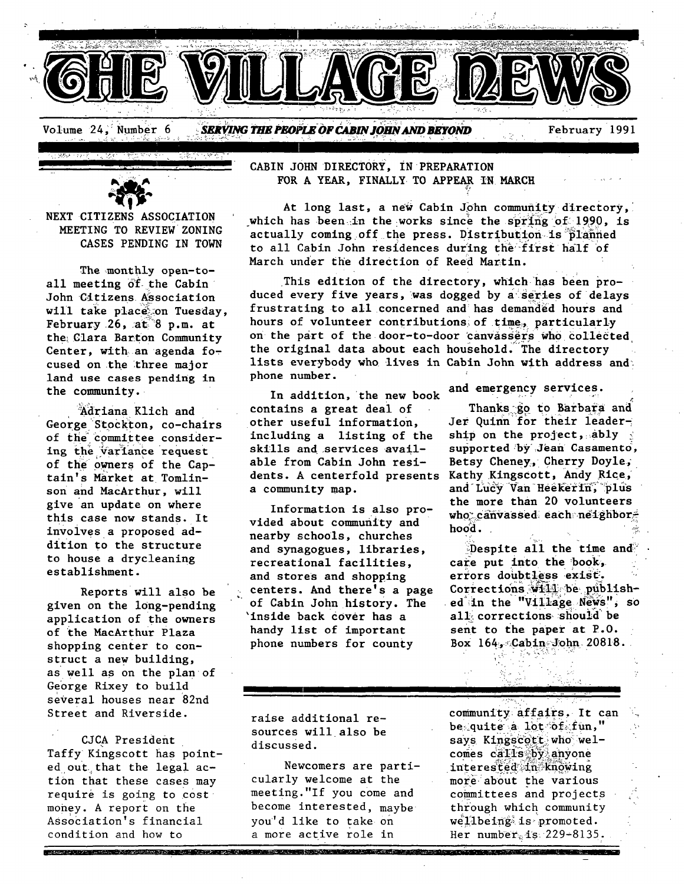# THE VILLAGE NEWS

Volume 24, Number 6 — *SERVING THE PEOPLE OF CABIN JOHN AND BEYOND* — February 1991

## NEXT CITIZENS ASSOCIATION MEETING TO REVIEW ZONING CASES PENDING IN TOWN

The monthly open-to-all meeting of the Cabin John Citizens Association will take place on Tuesday, February 26, at 8 p.m. at the Clara Barton Community Center, with an agenda focused on the three major land use cases pending in the community.

Adriana Klich and George Stockton, co-chairs of the committee considering the variance request of the owners of the Captain's Market at Tomlinson and MacArthur, will give an update on where this case now stands. It involves a proposed addition to the structure to house a drycleaning establishment.

Reports will also be given on the long-pending application of the owners of the MacArthur Plaza shopping center to construct a new building, as well as on the plan of George Rixey to build several houses near 82nd Street and Riverside.

CJCA President Taffy Kingscott has pointed out that the legal action that these cases may require is going to cost money. A report on the Association's financial condition and how to raise additional resources will also be discussed.

Newcomers are particularly welcome at the meeting. "If you come and become interested, maybe you'd like to take on a more active role in community affairs. It can be quite a lot of fun," says Kingscott who welcomes calls by anyone interested in knowing more about the various committees and projects through which community wellbeing is promoted. Her number is 229-8135.

## CABIN JOHN DIRECTORY, IN PREPARATION FOR A YEAR, FINALLY TO APPEAR IN MARCH

At long last, a new Cabin John community directory, which has been in the works since the spring of 1990, is actually coming off the press. Distribution is planned to all Cabin John residences during the first half of March under the direction of Reed Martin.

This edition of the directory, which has been produced every five years, was dogged by a series of delays frustrating to all concerned and has demanded hours and hours of volunteer contributions of time, particularly on the part of the door-to-door canvassers who collected the original data about each household. The directory lists everybody who lives in Cabin John with address and phone number.

In addition, the new book contains a great deal of other useful information, including a listing of the skills and services available from Cabin John residents. A centerfold presents a community map.

Information is also provided about community and nearby schools, churches and synagogues, libraries, recreational facilities, and stores and shopping centers. And there's a page of Cabin John history. The inside back cover has a handy list of important phone numbers for county and emergency services.

Thanks go to Barbara and Jer Quinn for their leadership on the project, ably supported by Jean Casamento, Betsy Cheney, Cherry Doyle, Kathy Kingscott, Andy Rice, and Lucy Van Heekerin, plus the more than 20 volunteers who canvassed each neighborhood.

Despite all the time and care put into the book, errors doubtless exist. Corrections will be published in the "Village News", so all corrections should be sent to the paper at P.O. Box 164, Cabin John 20818.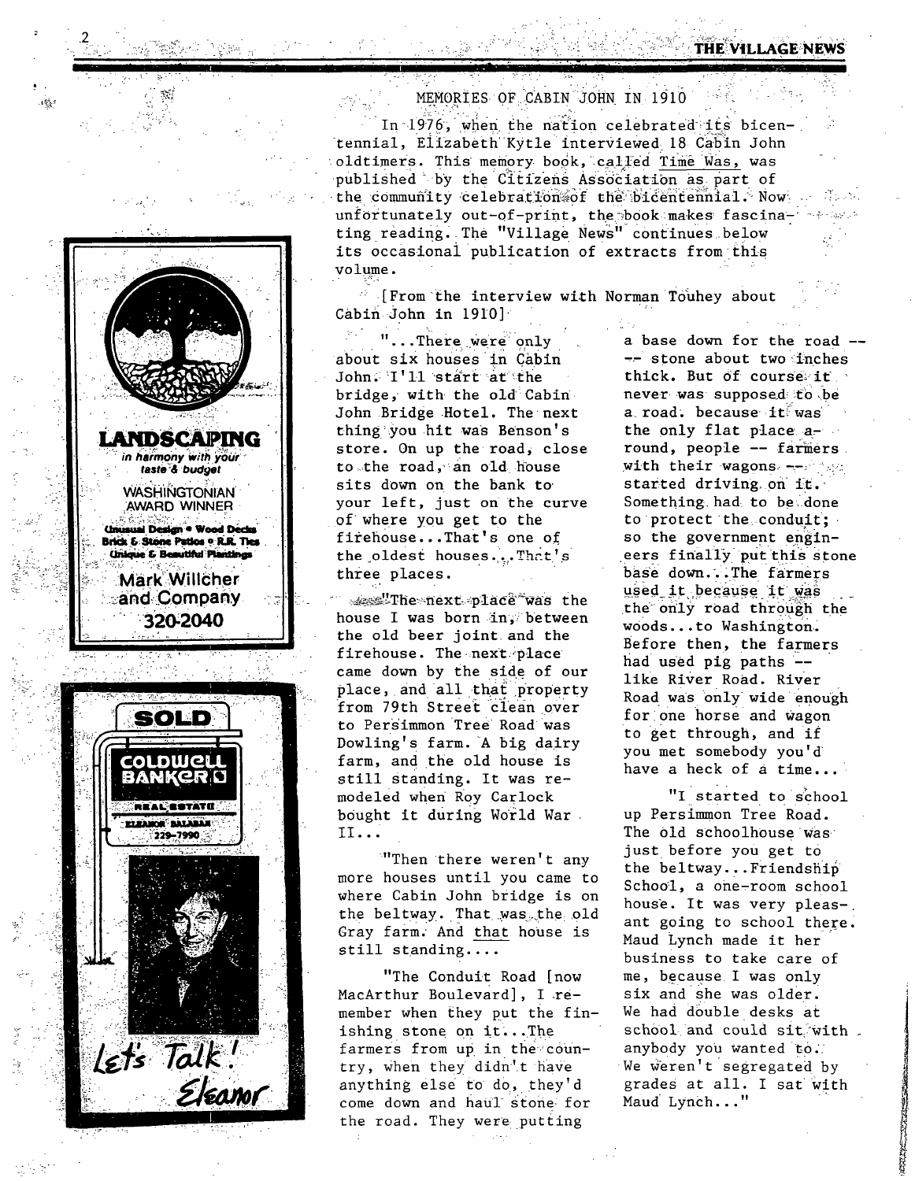## MEMORIES OF CABIN JOHN IN 1910

In 1976, when the nation celebrated its bicentennial, Elizabeth Kytle interviewed 18 Cabin John oldtimers. This memory book, called Time Was, was published by the Citizens Association as part of the community celebration of the bicentennial. Now unfortunately out-of-print, the book makes fascinating reading. The "Village News" continues below its occasional publication of extracts from this volume.

[From the interview with Norman Touhey about Cabin John in 1910]

"...There were only about six houses in Cabin John. I'll start at the bridge, with the old Cabin John Bridge Hotel. The next thing you hit was Benson's store. On up the road, close to the road, an old house sits down on the bank to your left, just on the curve of where you get to the firehouse...That's one of the oldest houses...That's three places.

"The next place was the house I was born in, between the old beer joint and the firehouse. The next place came down by the side of our place, and all that property from 79th Street clean over to Persimmon Tree Road was Dowling's farm. A big dairy farm, and the old house is still standing. It was remodeled when Roy Carlock bought it during World War II...

"Then there weren't any more houses until you came to where Cabin John bridge is on the beltway. That was the old Gray farm. And that house is still standing....

"The Conduit Road [now MacArthur Boulevard], I remember when they put the finishing stone on it...The farmers from up in the country, when they didn't have anything else to do, they'd come down and haul stone for the road. They were putting a base down for the road -- -- stone about two inches thick. But of course it never was supposed to be a road. because it was the only flat place around, people -- farmers with their wagons -- started driving on it. Something had to be done to protect the conduit; so the government engineers finally put this stone base down...The farmers used it because it was the only road through the woods...to Washington. Before then, the farmers had used pig paths -- like River Road. River Road was only wide enough for one horse and wagon to get through, and if you met somebody you'd have a heck of a time...

"I started to school up Persimmon Tree Road. The old schoolhouse was just before you get to the beltway...Friendship School, a one-room school house. It was very pleasant going to school there. Maud Lynch made it her business to take care of me, because I was only six and she was older. We had double desks at school and could sit with anybody you wanted to. We weren't segregated by grades at all. I sat with Maud Lynch..."

**LANDSCAPING**
*in harmony with your taste & budget*
WASHINGTONIAN AWARD WINNER
Unusual Design • Wood Decks
Brick & Stone Patios • R.R. Ties
Unique & Beautiful Plantings
Mark Willcher and Company
320-2040

SOLD
COLDWELL BANKER
REAL ESTATE
ELEANOR BALABAN
229-7990
Let's Talk!
Eleanor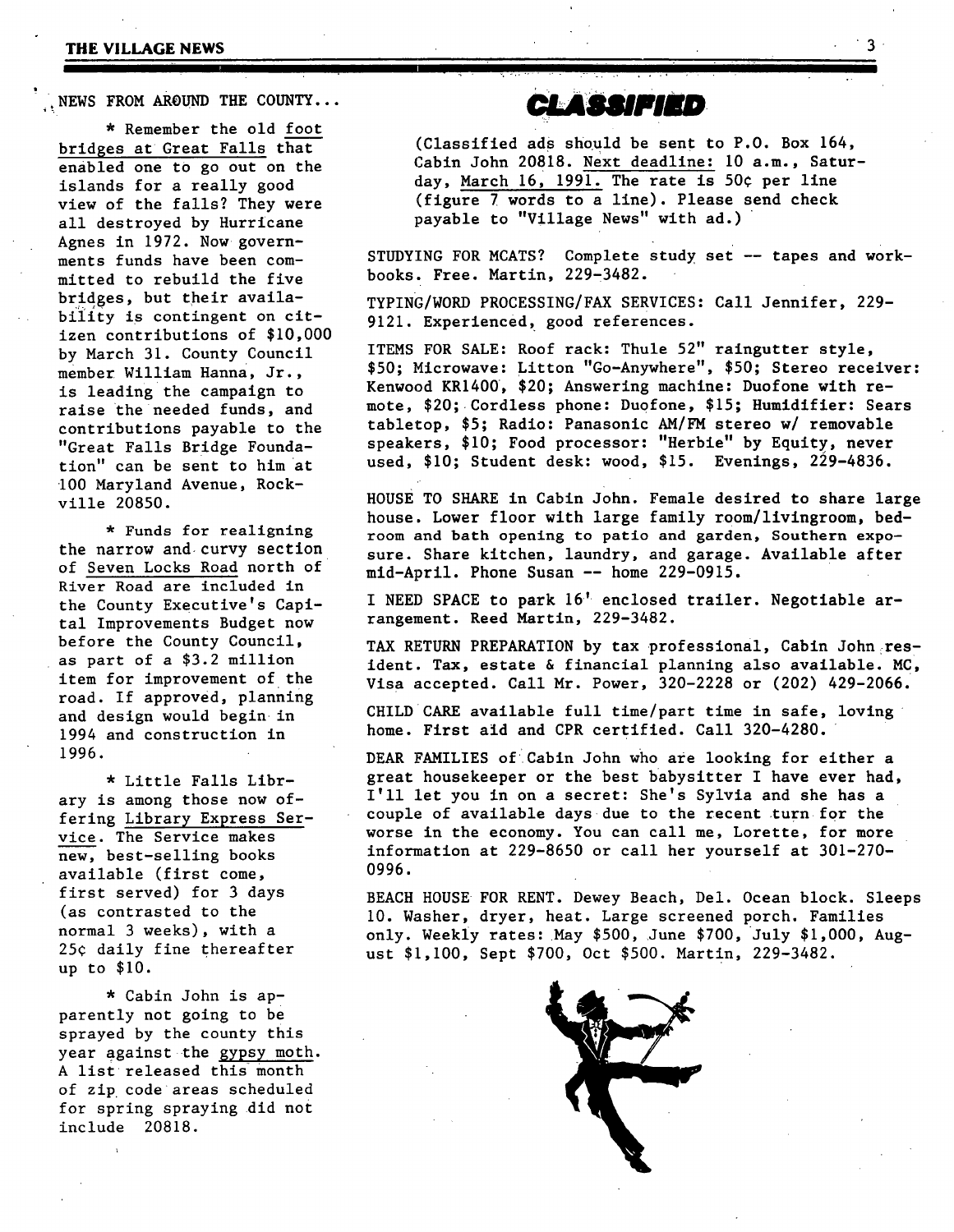NEWS FROM AROUND THE COUNTY...

* Remember the old foot bridges at Great Falls that enabled one to go out on the islands for a really good view of the falls? They were all destroyed by Hurricane Agnes in 1972. Now governments funds have been committed to rebuild the five bridges, but their availability is contingent on citizen contributions of $10,000 by March 31. County Council member William Hanna, Jr., is leading the campaign to raise the needed funds, and contributions payable to the "Great Falls Bridge Foundation" can be sent to him at 100 Maryland Avenue, Rockville 20850.

* Funds for realigning the narrow and curvy section of Seven Locks Road north of River Road are included in the County Executive's Capital Improvements Budget now before the County Council, as part of a $3.2 million item for improvement of the road. If approved, planning and design would begin in 1994 and construction in 1996.

* Little Falls Library is among those now offering Library Express Service. The Service makes new, best-selling books available (first come, first served) for 3 days (as contrasted to the normal 3 weeks), with a 25¢ daily fine thereafter up to $10.

* Cabin John is apparently not going to be sprayed by the county this year against the gypsy moth. A list released this month of zip code areas scheduled for spring spraying did not include 20818.

# CLASSIFIED

(Classified ads should be sent to P.O. Box 164, Cabin John 20818. Next deadline: 10 a.m., Saturday, March 16, 1991. The rate is 50¢ per line (figure 7 words to a line). Please send check payable to "Village News" with ad.)

STUDYING FOR MCATS? Complete study set -- tapes and workbooks. Free. Martin, 229-3482.

TYPING/WORD PROCESSING/FAX SERVICES: Call Jennifer, 229-9121. Experienced, good references.

ITEMS FOR SALE: Roof rack: Thule 52" raingutter style, $50; Microwave: Litton "Go-Anywhere", $50; Stereo receiver: Kenwood KR1400, $20; Answering machine: Duofone with remote, $20; Cordless phone: Duofone, $15; Humidifier: Sears tabletop, $5; Radio: Panasonic AM/FM stereo w/ removable speakers, $10; Food processor: "Herbie" by Equity, never used, $10; Student desk: wood, $15. Evenings, 229-4836.

HOUSE TO SHARE in Cabin John. Female desired to share large house. Lower floor with large family room/livingroom, bedroom and bath opening to patio and garden, Southern exposure. Share kitchen, laundry, and garage. Available after mid-April. Phone Susan -- home 229-0915.

I NEED SPACE to park 16' enclosed trailer. Negotiable arrangement. Reed Martin, 229-3482.

TAX RETURN PREPARATION by tax professional, Cabin John resident. Tax, estate & financial planning also available. MC, Visa accepted. Call Mr. Power, 320-2228 or (202) 429-2066.

CHILD CARE available full time/part time in safe, loving home. First aid and CPR certified. Call 320-4280.

DEAR FAMILIES of Cabin John who are looking for either a great housekeeper or the best babysitter I have ever had, I'll let you in on a secret: She's Sylvia and she has a couple of available days due to the recent turn for the worse in the economy. You can call me, Lorette, for more information at 229-8650 or call her yourself at 301-270-0996.

BEACH HOUSE FOR RENT. Dewey Beach, Del. Ocean block. Sleeps 10. Washer, dryer, heat. Large screened porch. Families only. Weekly rates: May $500, June $700, July $1,000, August $1,100, Sept $700, Oct $500. Martin, 229-3482.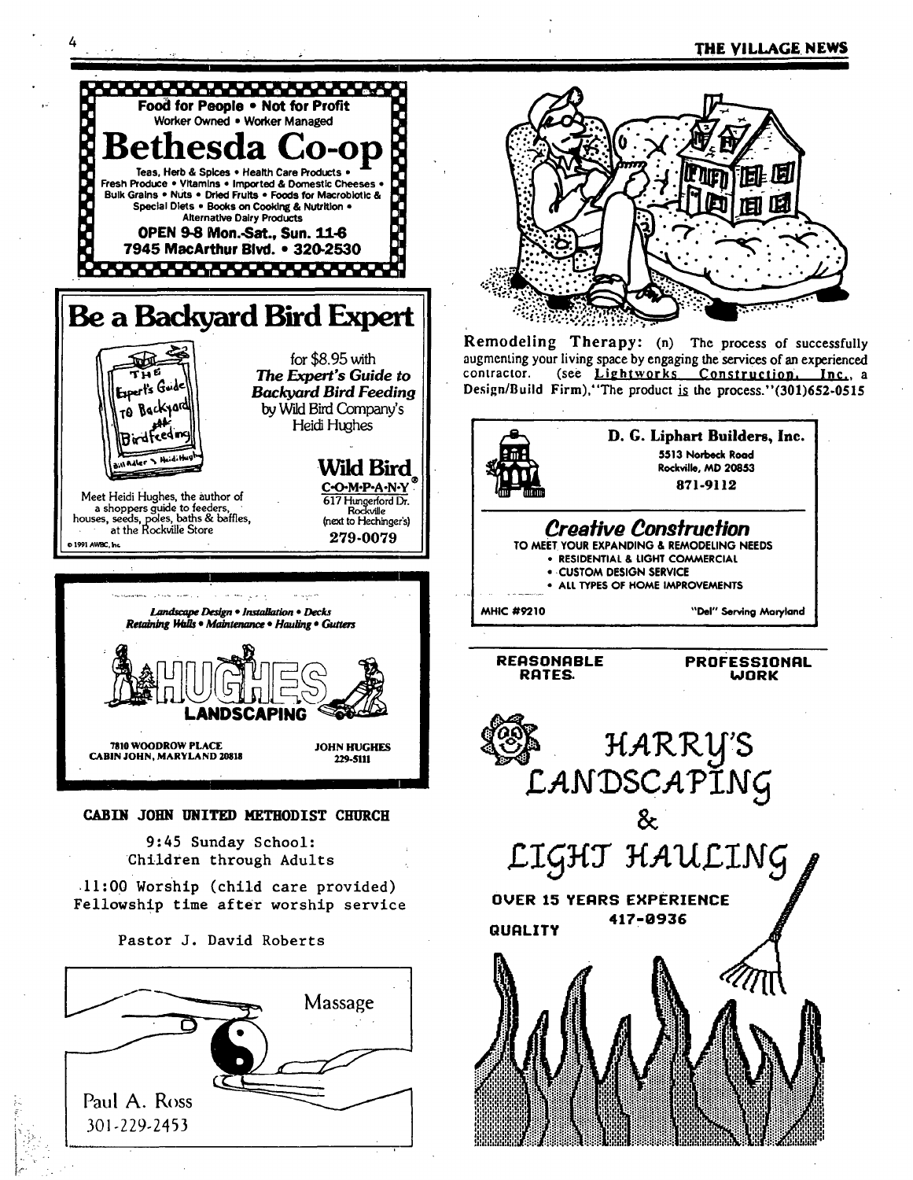**Food for People • Not for Profit**
Worker Owned • Worker Managed

# Bethesda Co-op

Teas, Herb & Spices • Health Care Products • Fresh Produce • Vitamins • Imported & Domestic Cheeses • Bulk Grains • Nuts • Dried Fruits • Foods for Macrobiotic & Special Diets • Books on Cooking & Nutrition • Alternative Dairy Products

**OPEN 9-8 Mon.-Sat., Sun. 11-6**
**7945 MacArthur Blvd. • 320-2530**

---

# Be a Backyard Bird Expert

for $8.95 with *The Expert's Guide to Backyard Bird Feeding* by Wild Bird Company's Heidi Hughes

Meet Heidi Hughes, the author of a shoppers guide to feeders, houses, seeds, poles, baths & baffles, at the Rockville Store

**Wild Bird C·O·M·P·A·N·Y**®
617 Hungerford Dr.
Rockville
(next to Hechinger's)
**279-0079**

© 1991 AWBC, Inc.

---

*Landscape Design • Installation • Decks*
*Retaining Walls • Maintenance • Hauling • Gutters*

## HUGHES LANDSCAPING

7810 WOODROW PLACE
CABIN JOHN, MARYLAND 20818

JOHN HUGHES
229-5111

---

**CABIN JOHN UNITED METHODIST CHURCH**

9:45 Sunday School:
Children through Adults

11:00 Worship (child care provided)
Fellowship time after worship service

Pastor J. David Roberts

---

Massage

Paul A. Ross
301-229-2453

---

**Remodeling Therapy:** (n) The process of successfully augmenting your living space by engaging the services of an experienced contractor. (see Lightworks Construction, Inc., a Design/Build Firm)."The product is the process."(301)652-0515

---

**D. G. Liphart Builders, Inc.**
5513 Norbeck Road
Rockville, MD 20853
871-9112

## *Creative Construction*

TO MEET YOUR EXPANDING & REMODELING NEEDS

- RESIDENTIAL & LIGHT COMMERCIAL
- CUSTOM DESIGN SERVICE
- ALL TYPES OF HOME IMPROVEMENTS

MHIC #9210 "Del" Serving Maryland

---

**REASONABLE RATES.** **PROFESSIONAL WORK**

# HARRY'S LANDSCAPING & LIGHT HAULING

**OVER 15 YEARS EXPERIENCE**
**417-0936**
**QUALITY**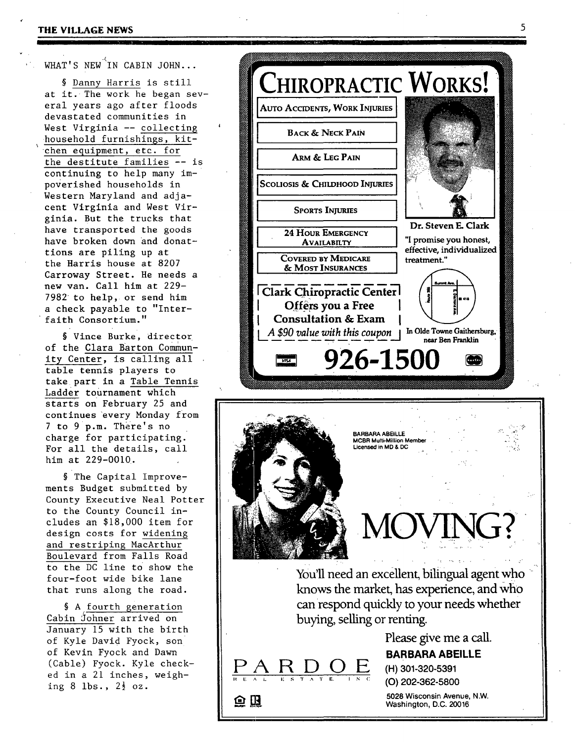WHAT'S NEW IN CABIN JOHN...

§ Danny Harris is still at it. The work he began several years ago after floods devastated communities in West Virginia -- collecting household furnishings, kitchen equipment, etc. for the destitute families -- is continuing to help many impoverished households in Western Maryland and adjacent Virginia and West Virginia. But the trucks that have transported the goods have broken down and donattions are piling up at the Harris house at 8207 Carroway Street. He needs a new van. Call him at 229-7982 to help, or send him a check payable to "Interfaith Consortium."

§ Vince Burke, director of the Clara Barton Community Center, is calling all table tennis players to take part in a Table Tennis Ladder tournament which starts on February 25 and continues every Monday from 7 to 9 p.m. There's no charge for participating. For all the details, call him at 229-0010.

§ The Capital Improvements Budget submitted by County Executive Neal Potter to the County Council includes an $18,000 item for design costs for widening and restriping MacArthur Boulevard from Falls Road to the DC line to show the four-foot wide bike lane that runs along the road.

§ A fourth generation Cabin Johner arrived on January 15 with the birth of Kyle David Fyock, son of Kevin Fyock and Dawn (Cable) Fyock. Kyle checked in a 21 inches, weighing 8 lbs., 2½ oz.

# CHIROPRACTIC WORKS!

- AUTO ACCIDENTS, WORK INJURIES
- BACK & NECK PAIN
- ARM & LEG PAIN
- SCOLIOSIS & CHILDHOOD INJURIES
- SPORTS INJURIES
- 24 HOUR EMERGENCY AVAILABILTY
- COVERED BY MEDICARE & MOST INSURANCES

**Dr. Steven E. Clark**

"I promise you honest, effective, individualized treatment."

**Clark Chiropractic Center Offers you a Free Consultation & Exam**
*A $90 value with this coupon*

In Olde Towne Gaithersburg, near Ben Franklin

# 926-1500

BARBARA ABEILLE
MCBR Multi-Million Member
Licensed in MD & DC

# MOVING?

You'll need an excellent, bilingual agent who knows the market, has experience, and who can respond quickly to your needs whether buying, selling or renting.

Please give me a call.

**BARBARA ABEILLE**
(H) 301-320-5391
(O) 202-362-5800

PARDOE REAL ESTATE INC

5028 Wisconsin Avenue, N.W.
Washington, D.C. 20016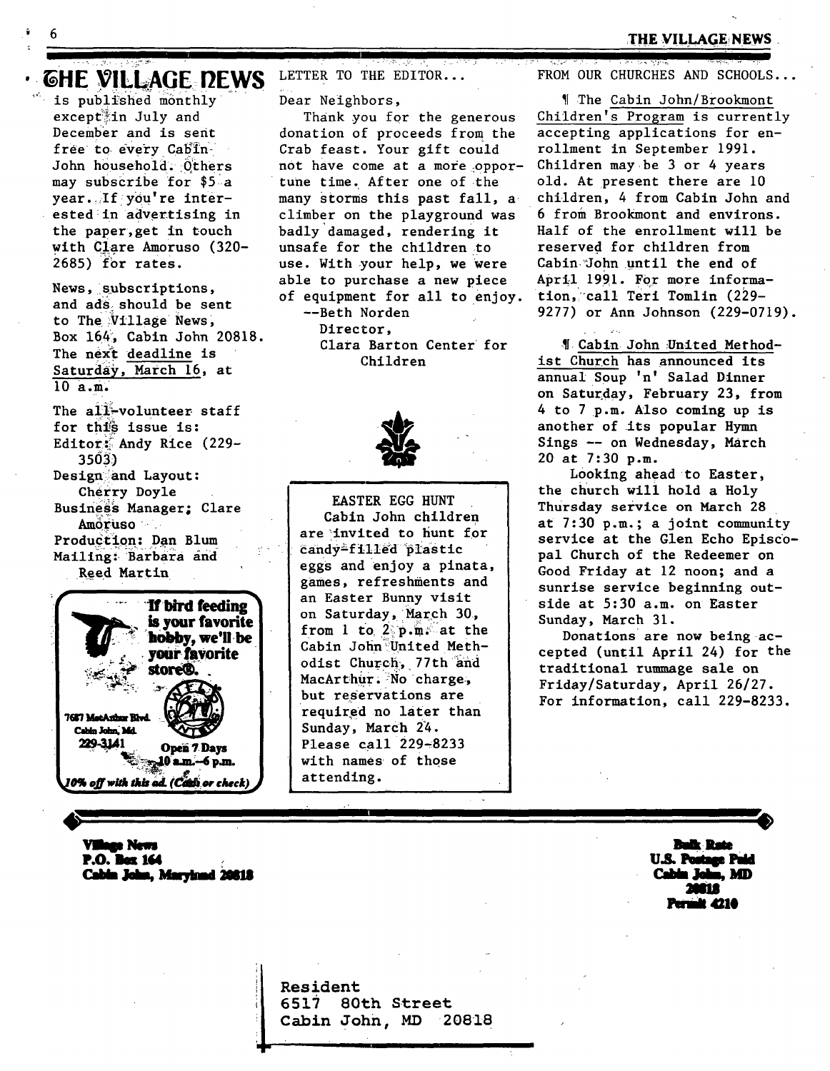# THE VILLAGE NEWS

is published monthly except in July and December and is sent free to every Cabin John household. Others may subscribe for $5 a year. If you're interested in advertising in the paper, get in touch with Clare Amoruso (320-2685) for rates.

News, subscriptions, and ads should be sent to The Village News, Box 164, Cabin John 20818. The next deadline is Saturday, March 16, at 10 a.m.

The all-volunteer staff for this issue is:
Editor: Andy Rice (229-3503)
Design and Layout: Cherry Doyle
Business Manager: Clare Amoruso
Production: Dan Blum
Mailing: Barbara and Reed Martin

**If bird feeding is your favorite hobby, we'll be your favorite store®.**

7687 MacArthur Blvd.
Cabin John, Md.
229-3141
Open 7 Days
10 a.m.–6 p.m.

*10% off with this ad. (Cash or check)*

## LETTER TO THE EDITOR...

Dear Neighbors,

Thank you for the generous donation of proceeds from the Crab feast. Your gift could not have come at a more opportune time. After one of the many storms this past fall, a climber on the playground was badly damaged, rendering it unsafe for the children to use. With your help, we were able to purchase a new piece of equipment for all to enjoy.

--Beth Norden
Director,
Clara Barton Center for Children

### EASTER EGG HUNT

Cabin John children are invited to hunt for candy-filled plastic eggs and enjoy a pinata, games, refreshments and an Easter Bunny visit on Saturday, March 30, from 1 to 2 p.m. at the Cabin John United Methodist Church, 77th and MacArthur. No charge, but reservations are required no later than Sunday, March 24. Please call 229-8233 with names of those attending.

## FROM OUR CHURCHES AND SCHOOLS...

¶ The Cabin John/Brookmont Children's Program is currently accepting applications for enrollment in September 1991. Children may be 3 or 4 years old. At present there are 10 children, 4 from Cabin John and 6 from Brookmont and environs. Half of the enrollment will be reserved for children from Cabin John until the end of April 1991. For more information, call Teri Tomlin (229-9277) or Ann Johnson (229-0719).

¶ Cabin John United Methodist Church has announced its annual Soup 'n' Salad Dinner on Saturday, February 23, from 4 to 7 p.m. Also coming up is another of its popular Hymn Sings -- on Wednesday, March 20 at 7:30 p.m.

Looking ahead to Easter, the church will hold a Holy Thursday service on March 28 at 7:30 p.m.; a joint community service at the Glen Echo Episcopal Church of the Redeemer on Good Friday at 12 noon; and a sunrise service beginning outside at 5:30 a.m. on Easter Sunday, March 31.

Donations are now being accepted (until April 24) for the traditional rummage sale on Friday/Saturday, April 26/27. For information, call 229-8233.

---

**Village News**
**P.O. Box 164**
**Cabin John, Maryland 20818**

**Bulk Rate**
**U.S. Postage Paid**
**Cabin John, MD**
**20818**
**Permit 4210**

Resident
6517 80th Street
Cabin John, MD 20818